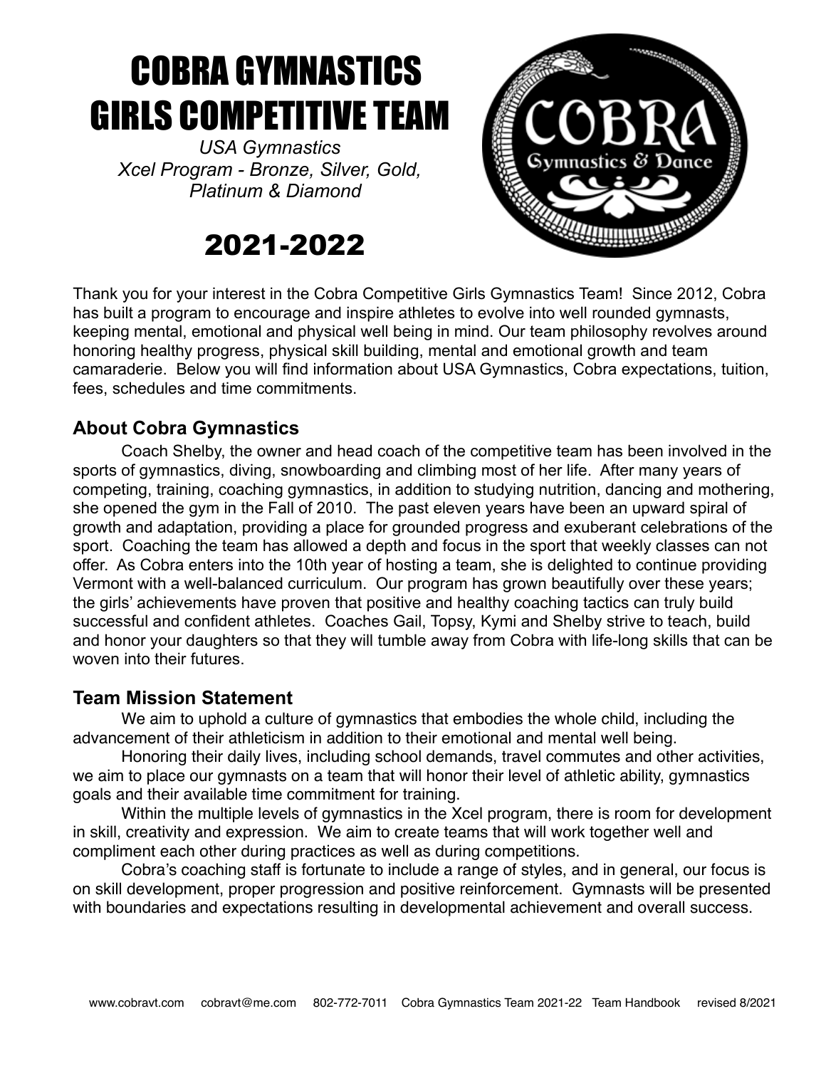# COBRA GYMNASTICS GIRLS COMPETITIVE TEAM

*USA Gymnastics*
*Xcel Program - Bronze, Silver, Gold, Platinum & Diamond*

## 2021-2022

Thank you for your interest in the Cobra Competitive Girls Gymnastics Team! Since 2012, Cobra has built a program to encourage and inspire athletes to evolve into well rounded gymnasts, keeping mental, emotional and physical well being in mind. Our team philosophy revolves around honoring healthy progress, physical skill building, mental and emotional growth and team camaraderie. Below you will find information about USA Gymnastics, Cobra expectations, tuition, fees, schedules and time commitments.

### About Cobra Gymnastics

Coach Shelby, the owner and head coach of the competitive team has been involved in the sports of gymnastics, diving, snowboarding and climbing most of her life. After many years of competing, training, coaching gymnastics, in addition to studying nutrition, dancing and mothering, she opened the gym in the Fall of 2010. The past eleven years have been an upward spiral of growth and adaptation, providing a place for grounded progress and exuberant celebrations of the sport. Coaching the team has allowed a depth and focus in the sport that weekly classes can not offer. As Cobra enters into the 10th year of hosting a team, she is delighted to continue providing Vermont with a well-balanced curriculum. Our program has grown beautifully over these years; the girls' achievements have proven that positive and healthy coaching tactics can truly build successful and confident athletes. Coaches Gail, Topsy, Kymi and Shelby strive to teach, build and honor your daughters so that they will tumble away from Cobra with life-long skills that can be woven into their futures.

### Team Mission Statement

We aim to uphold a culture of gymnastics that embodies the whole child, including the advancement of their athleticism in addition to their emotional and mental well being.

Honoring their daily lives, including school demands, travel commutes and other activities, we aim to place our gymnasts on a team that will honor their level of athletic ability, gymnastics goals and their available time commitment for training.

Within the multiple levels of gymnastics in the Xcel program, there is room for development in skill, creativity and expression. We aim to create teams that will work together well and compliment each other during practices as well as during competitions.

Cobra's coaching staff is fortunate to include a range of styles, and in general, our focus is on skill development, proper progression and positive reinforcement. Gymnasts will be presented with boundaries and expectations resulting in developmental achievement and overall success.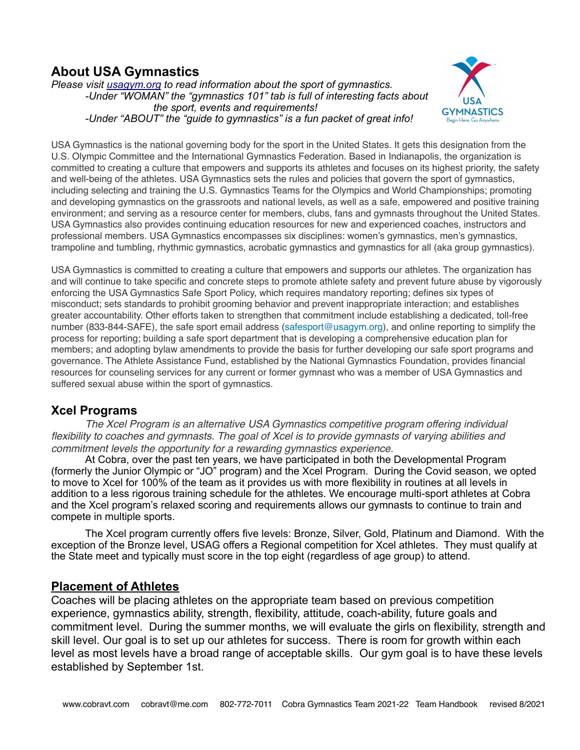## About USA Gymnastics

*Please visit [usagym.org](usagym.org) to read information about the sport of gymnastics.*
*-Under "WOMAN" the "gymnastics 101" tab is full of interesting facts about the sport, events and requirements!*
*-Under "ABOUT" the "guide to gymnastics" is a fun packet of great info!*

USA Gymnastics is the national governing body for the sport in the United States. It gets this designation from the U.S. Olympic Committee and the International Gymnastics Federation. Based in Indianapolis, the organization is committed to creating a culture that empowers and supports its athletes and focuses on its highest priority, the safety and well-being of the athletes. USA Gymnastics sets the rules and policies that govern the sport of gymnastics, including selecting and training the U.S. Gymnastics Teams for the Olympics and World Championships; promoting and developing gymnastics on the grassroots and national levels, as well as a safe, empowered and positive training environment; and serving as a resource center for members, clubs, fans and gymnasts throughout the United States. USA Gymnastics also provides continuing education resources for new and experienced coaches, instructors and professional members. USA Gymnastics encompasses six disciplines: women's gymnastics, men's gymnastics, trampoline and tumbling, rhythmic gymnastics, acrobatic gymnastics and gymnastics for all (aka group gymnastics).

USA Gymnastics is committed to creating a culture that empowers and supports our athletes. The organization has and will continue to take specific and concrete steps to promote athlete safety and prevent future abuse by vigorously enforcing the USA Gymnastics Safe Sport Policy, which requires mandatory reporting; defines six types of misconduct; sets standards to prohibit grooming behavior and prevent inappropriate interaction; and establishes greater accountability. Other efforts taken to strengthen that commitment include establishing a dedicated, toll-free number (833-844-SAFE), the safe sport email address (safesport@usagym.org), and online reporting to simplify the process for reporting; building a safe sport department that is developing a comprehensive education plan for members; and adopting bylaw amendments to provide the basis for further developing our safe sport programs and governance. The Athlete Assistance Fund, established by the National Gymnastics Foundation, provides financial resources for counseling services for any current or former gymnast who was a member of USA Gymnastics and suffered sexual abuse within the sport of gymnastics.

## Xcel Programs

*The Xcel Program is an alternative USA Gymnastics competitive program offering individual flexibility to coaches and gymnasts. The goal of Xcel is to provide gymnasts of varying abilities and commitment levels the opportunity for a rewarding gymnastics experience.*

At Cobra, over the past ten years, we have participated in both the Developmental Program (formerly the Junior Olympic or "JO" program) and the Xcel Program. During the Covid season, we opted to move to Xcel for 100% of the team as it provides us with more flexibility in routines at all levels in addition to a less rigorous training schedule for the athletes. We encourage multi-sport athletes at Cobra and the Xcel program's relaxed scoring and requirements allows our gymnasts to continue to train and compete in multiple sports.

The Xcel program currently offers five levels: Bronze, Silver, Gold, Platinum and Diamond. With the exception of the Bronze level, USAG offers a Regional competition for Xcel athletes. They must qualify at the State meet and typically must score in the top eight (regardless of age group) to attend.

## Placement of Athletes

Coaches will be placing athletes on the appropriate team based on previous competition experience, gymnastics ability, strength, flexibility, attitude, coach-ability, future goals and commitment level. During the summer months, we will evaluate the girls on flexibility, strength and skill level. Our goal is to set up our athletes for success. There is room for growth within each level as most levels have a broad range of acceptable skills. Our gym goal is to have these levels established by September 1st.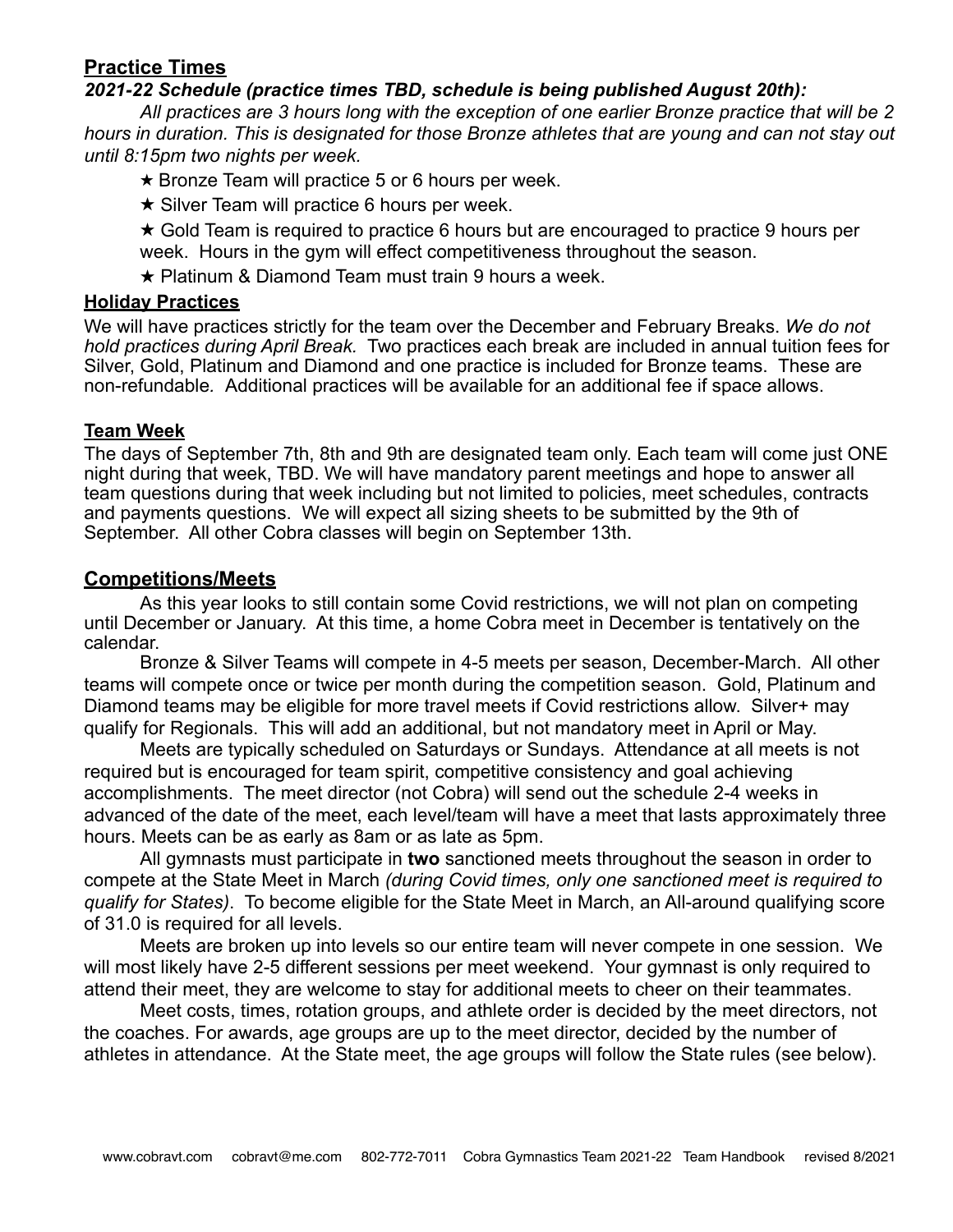## Practice Times

***2021-22 Schedule (practice times TBD, schedule is being published August 20th):***

*All practices are 3 hours long with the exception of one earlier Bronze practice that will be 2 hours in duration. This is designated for those Bronze athletes that are young and can not stay out until 8:15pm two nights per week.*

- ★ Bronze Team will practice 5 or 6 hours per week.
- ★ Silver Team will practice 6 hours per week.
- ★ Gold Team is required to practice 6 hours but are encouraged to practice 9 hours per week. Hours in the gym will effect competitiveness throughout the season.
- ★ Platinum & Diamond Team must train 9 hours a week.

### Holiday Practices

We will have practices strictly for the team over the December and February Breaks. *We do not hold practices during April Break.* Two practices each break are included in annual tuition fees for Silver, Gold, Platinum and Diamond and one practice is included for Bronze teams. These are non-refundable*.* Additional practices will be available for an additional fee if space allows.

### Team Week

The days of September 7th, 8th and 9th are designated team only. Each team will come just ONE night during that week, TBD. We will have mandatory parent meetings and hope to answer all team questions during that week including but not limited to policies, meet schedules, contracts and payments questions. We will expect all sizing sheets to be submitted by the 9th of September. All other Cobra classes will begin on September 13th.

## Competitions/Meets

As this year looks to still contain some Covid restrictions, we will not plan on competing until December or January. At this time, a home Cobra meet in December is tentatively on the calendar.

Bronze & Silver Teams will compete in 4-5 meets per season, December-March. All other teams will compete once or twice per month during the competition season. Gold, Platinum and Diamond teams may be eligible for more travel meets if Covid restrictions allow. Silver+ may qualify for Regionals. This will add an additional, but not mandatory meet in April or May.

Meets are typically scheduled on Saturdays or Sundays. Attendance at all meets is not required but is encouraged for team spirit, competitive consistency and goal achieving accomplishments. The meet director (not Cobra) will send out the schedule 2-4 weeks in advanced of the date of the meet, each level/team will have a meet that lasts approximately three hours. Meets can be as early as 8am or as late as 5pm.

All gymnasts must participate in **two** sanctioned meets throughout the season in order to compete at the State Meet in March *(during Covid times, only one sanctioned meet is required to qualify for States)*. To become eligible for the State Meet in March, an All-around qualifying score of 31.0 is required for all levels.

Meets are broken up into levels so our entire team will never compete in one session. We will most likely have 2-5 different sessions per meet weekend. Your gymnast is only required to attend their meet, they are welcome to stay for additional meets to cheer on their teammates.

Meet costs, times, rotation groups, and athlete order is decided by the meet directors, not the coaches. For awards, age groups are up to the meet director, decided by the number of athletes in attendance. At the State meet, the age groups will follow the State rules (see below).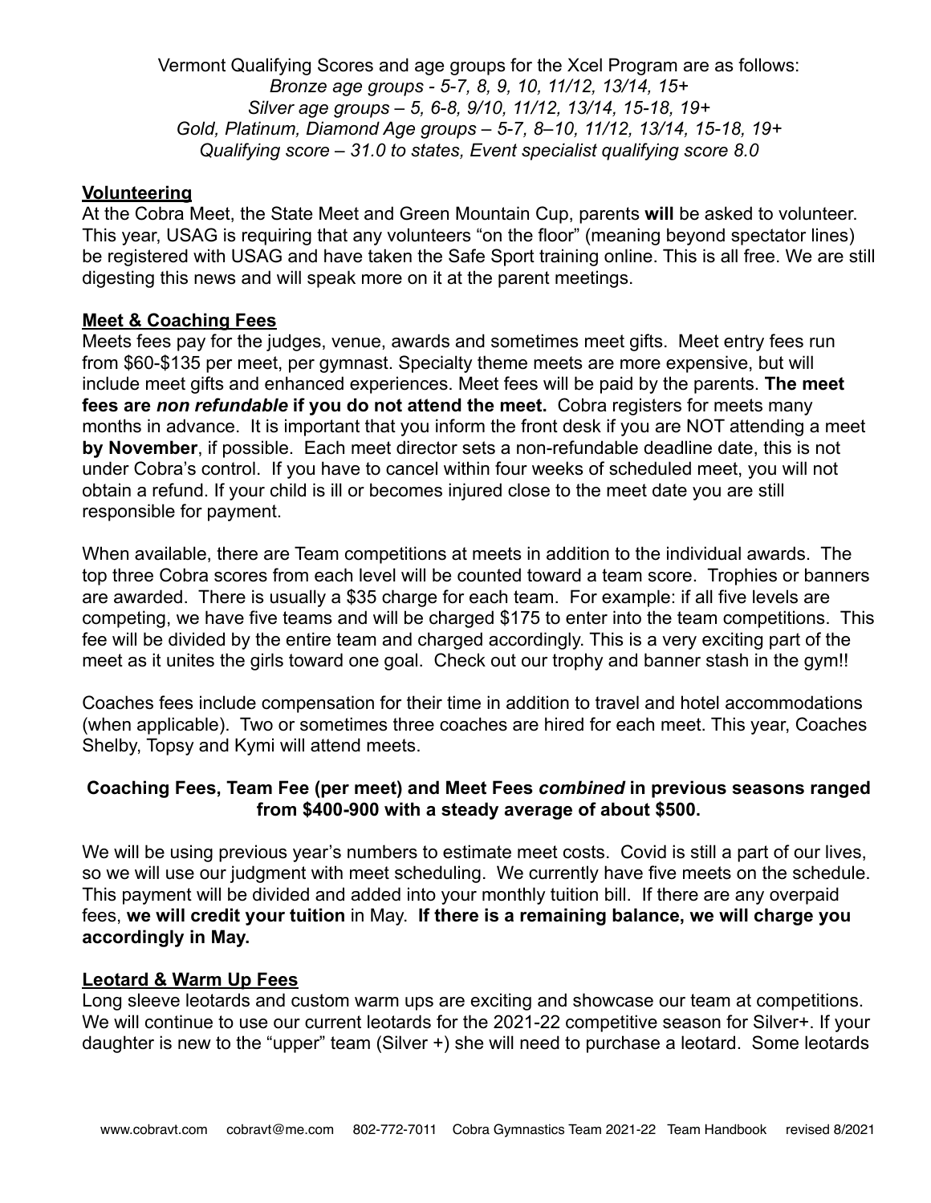Vermont Qualifying Scores and age groups for the Xcel Program are as follows:
*Bronze age groups - 5-7, 8, 9, 10, 11/12, 13/14, 15+*
*Silver age groups – 5, 6-8, 9/10, 11/12, 13/14, 15-18, 19+*
*Gold, Platinum, Diamond Age groups – 5-7, 8–10, 11/12, 13/14, 15-18, 19+*
*Qualifying score – 31.0 to states, Event specialist qualifying score 8.0*

## Volunteering

At the Cobra Meet, the State Meet and Green Mountain Cup, parents **will** be asked to volunteer. This year, USAG is requiring that any volunteers "on the floor" (meaning beyond spectator lines) be registered with USAG and have taken the Safe Sport training online. This is all free. We are still digesting this news and will speak more on it at the parent meetings.

## Meet & Coaching Fees

Meets fees pay for the judges, venue, awards and sometimes meet gifts. Meet entry fees run from $60-$135 per meet, per gymnast. Specialty theme meets are more expensive, but will include meet gifts and enhanced experiences. Meet fees will be paid by the parents. **The meet fees are *non refundable* if you do not attend the meet.** Cobra registers for meets many months in advance. It is important that you inform the front desk if you are NOT attending a meet **by November**, if possible. Each meet director sets a non-refundable deadline date, this is not under Cobra's control. If you have to cancel within four weeks of scheduled meet, you will not obtain a refund. If your child is ill or becomes injured close to the meet date you are still responsible for payment.

When available, there are Team competitions at meets in addition to the individual awards. The top three Cobra scores from each level will be counted toward a team score. Trophies or banners are awarded. There is usually a $35 charge for each team. For example: if all five levels are competing, we have five teams and will be charged $175 to enter into the team competitions. This fee will be divided by the entire team and charged accordingly. This is a very exciting part of the meet as it unites the girls toward one goal. Check out our trophy and banner stash in the gym!!

Coaches fees include compensation for their time in addition to travel and hotel accommodations (when applicable). Two or sometimes three coaches are hired for each meet. This year, Coaches Shelby, Topsy and Kymi will attend meets.

**Coaching Fees, Team Fee (per meet) and Meet Fees *combined* in previous seasons ranged from $400-900 with a steady average of about $500.**

We will be using previous year's numbers to estimate meet costs. Covid is still a part of our lives, so we will use our judgment with meet scheduling. We currently have five meets on the schedule. This payment will be divided and added into your monthly tuition bill. If there are any overpaid fees, **we will credit your tuition** in May. **If there is a remaining balance, we will charge you accordingly in May.**

## Leotard & Warm Up Fees

Long sleeve leotards and custom warm ups are exciting and showcase our team at competitions. We will continue to use our current leotards for the 2021-22 competitive season for Silver+. If your daughter is new to the "upper" team (Silver +) she will need to purchase a leotard. Some leotards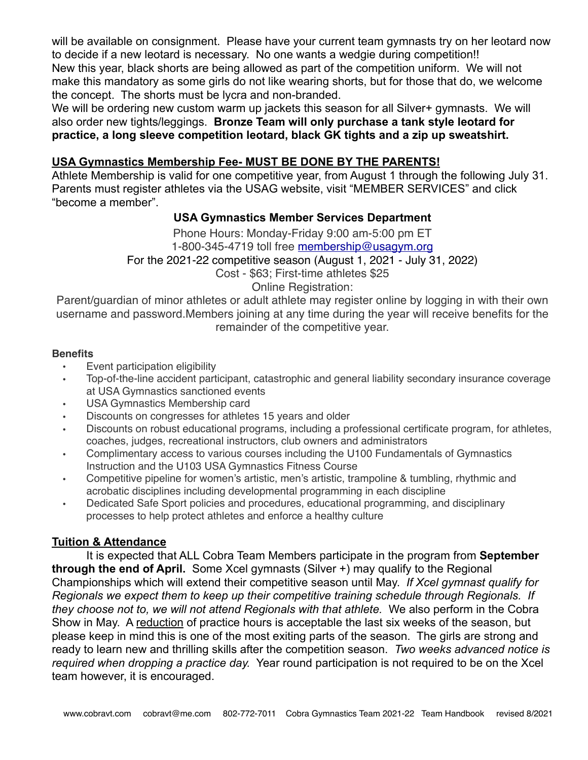will be available on consignment. Please have your current team gymnasts try on her leotard now to decide if a new leotard is necessary. No one wants a wedgie during competition!!
New this year, black shorts are being allowed as part of the competition uniform. We will not make this mandatory as some girls do not like wearing shorts, but for those that do, we welcome the concept. The shorts must be lycra and non-branded.
We will be ordering new custom warm up jackets this season for all Silver+ gymnasts. We will also order new tights/leggings. **Bronze Team will only purchase a tank style leotard for practice, a long sleeve competition leotard, black GK tights and a zip up sweatshirt.**

## USA Gymnastics Membership Fee- MUST BE DONE BY THE PARENTS!

Athlete Membership is valid for one competitive year, from August 1 through the following July 31. Parents must register athletes via the USAG website, visit "MEMBER SERVICES" and click "become a member".

**USA Gymnastics Member Services Department**

Phone Hours: Monday-Friday 9:00 am-5:00 pm ET
1-800-345-4719 toll free membership@usagym.org
For the 2021-22 competitive season (August 1, 2021 - July 31, 2022)
Cost - $63; First-time athletes $25
Online Registration:
Parent/guardian of minor athletes or adult athlete may register online by logging in with their own username and password.Members joining at any time during the year will receive benefits for the remainder of the competitive year.

**Benefits**

- Event participation eligibility
- Top-of-the-line accident participant, catastrophic and general liability secondary insurance coverage at USA Gymnastics sanctioned events
- USA Gymnastics Membership card
- Discounts on congresses for athletes 15 years and older
- Discounts on robust educational programs, including a professional certificate program, for athletes, coaches, judges, recreational instructors, club owners and administrators
- Complimentary access to various courses including the U100 Fundamentals of Gymnastics Instruction and the U103 USA Gymnastics Fitness Course
- Competitive pipeline for women's artistic, men's artistic, trampoline & tumbling, rhythmic and acrobatic disciplines including developmental programming in each discipline
- Dedicated Safe Sport policies and procedures, educational programming, and disciplinary processes to help protect athletes and enforce a healthy culture

## Tuition & Attendance

It is expected that ALL Cobra Team Members participate in the program from **September through the end of April.** Some Xcel gymnasts (Silver +) may qualify to the Regional Championships which will extend their competitive season until May. *If Xcel gymnast qualify for Regionals we expect them to keep up their competitive training schedule through Regionals. If they choose not to, we will not attend Regionals with that athlete.* We also perform in the Cobra Show in May. A reduction of practice hours is acceptable the last six weeks of the season, but please keep in mind this is one of the most exiting parts of the season. The girls are strong and ready to learn new and thrilling skills after the competition season. *Two weeks advanced notice is required when dropping a practice day.* Year round participation is not required to be on the Xcel team however, it is encouraged.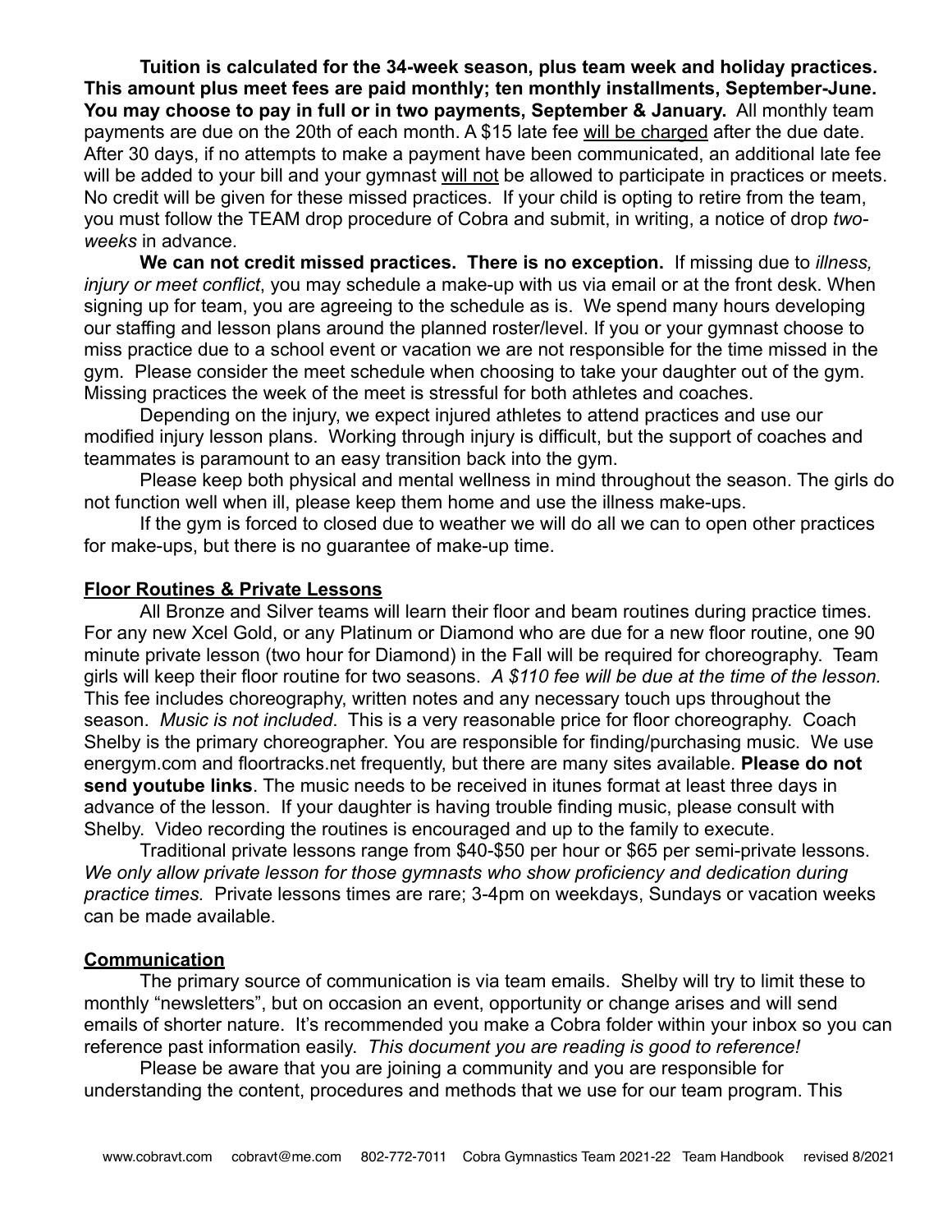**Tuition is calculated for the 34-week season, plus team week and holiday practices. This amount plus meet fees are paid monthly; ten monthly installments, September-June. You may choose to pay in full or in two payments, September & January.** All monthly team payments are due on the 20th of each month. A $15 late fee <u>will be charged</u> after the due date. After 30 days, if no attempts to make a payment have been communicated, an additional late fee will be added to your bill and your gymnast <u>will not</u> be allowed to participate in practices or meets. No credit will be given for these missed practices. If your child is opting to retire from the team, you must follow the TEAM drop procedure of Cobra and submit, in writing, a notice of drop *two-weeks* in advance.

**We can not credit missed practices. There is no exception.** If missing due to *illness, injury or meet conflict*, you may schedule a make-up with us via email or at the front desk. When signing up for team, you are agreeing to the schedule as is. We spend many hours developing our staffing and lesson plans around the planned roster/level. If you or your gymnast choose to miss practice due to a school event or vacation we are not responsible for the time missed in the gym. Please consider the meet schedule when choosing to take your daughter out of the gym. Missing practices the week of the meet is stressful for both athletes and coaches.

Depending on the injury, we expect injured athletes to attend practices and use our modified injury lesson plans. Working through injury is difficult, but the support of coaches and teammates is paramount to an easy transition back into the gym.

Please keep both physical and mental wellness in mind throughout the season. The girls do not function well when ill, please keep them home and use the illness make-ups.

If the gym is forced to closed due to weather we will do all we can to open other practices for make-ups, but there is no guarantee of make-up time.

## Floor Routines & Private Lessons

All Bronze and Silver teams will learn their floor and beam routines during practice times. For any new Xcel Gold, or any Platinum or Diamond who are due for a new floor routine, one 90 minute private lesson (two hour for Diamond) in the Fall will be required for choreography. Team girls will keep their floor routine for two seasons. *A $110 fee will be due at the time of the lesson.* This fee includes choreography, written notes and any necessary touch ups throughout the season. *Music is not included*. This is a very reasonable price for floor choreography. Coach Shelby is the primary choreographer. You are responsible for finding/purchasing music. We use energym.com and floortracks.net frequently, but there are many sites available. **Please do not send youtube links**. The music needs to be received in itunes format at least three days in advance of the lesson. If your daughter is having trouble finding music, please consult with Shelby. Video recording the routines is encouraged and up to the family to execute.

Traditional private lessons range from $40-$50 per hour or $65 per semi-private lessons. *We only allow private lesson for those gymnasts who show proficiency and dedication during practice times.* Private lessons times are rare; 3-4pm on weekdays, Sundays or vacation weeks can be made available.

## Communication

The primary source of communication is via team emails. Shelby will try to limit these to monthly “newsletters”, but on occasion an event, opportunity or change arises and will send emails of shorter nature. It’s recommended you make a Cobra folder within your inbox so you can reference past information easily. *This document you are reading is good to reference!*

Please be aware that you are joining a community and you are responsible for understanding the content, procedures and methods that we use for our team program. This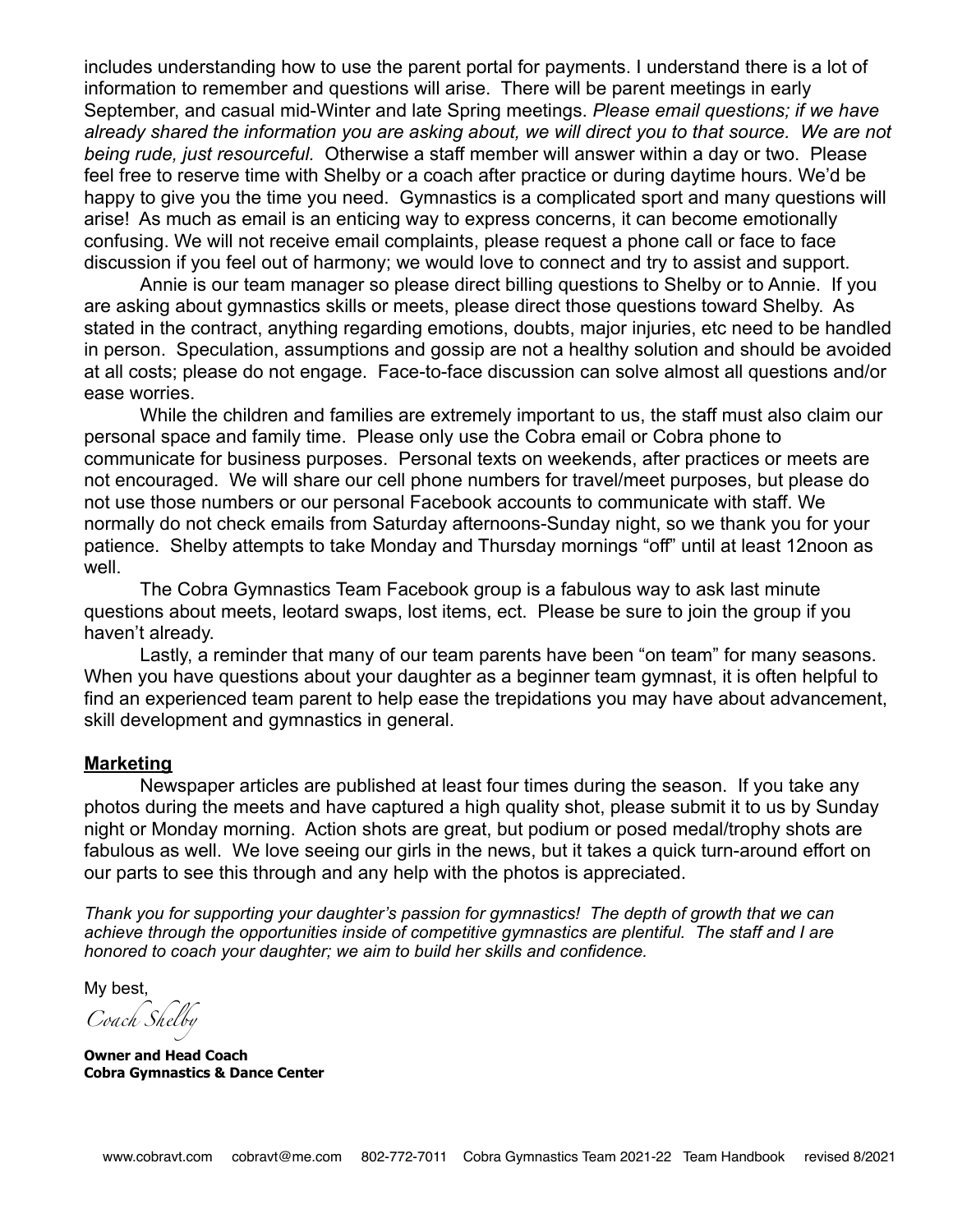includes understanding how to use the parent portal for payments. I understand there is a lot of information to remember and questions will arise. There will be parent meetings in early September, and casual mid-Winter and late Spring meetings. *Please email questions; if we have already shared the information you are asking about, we will direct you to that source. We are not being rude, just resourceful.* Otherwise a staff member will answer within a day or two. Please feel free to reserve time with Shelby or a coach after practice or during daytime hours. We'd be happy to give you the time you need. Gymnastics is a complicated sport and many questions will arise! As much as email is an enticing way to express concerns, it can become emotionally confusing. We will not receive email complaints, please request a phone call or face to face discussion if you feel out of harmony; we would love to connect and try to assist and support.

Annie is our team manager so please direct billing questions to Shelby or to Annie. If you are asking about gymnastics skills or meets, please direct those questions toward Shelby. As stated in the contract, anything regarding emotions, doubts, major injuries, etc need to be handled in person. Speculation, assumptions and gossip are not a healthy solution and should be avoided at all costs; please do not engage. Face-to-face discussion can solve almost all questions and/or ease worries.

While the children and families are extremely important to us, the staff must also claim our personal space and family time. Please only use the Cobra email or Cobra phone to communicate for business purposes. Personal texts on weekends, after practices or meets are not encouraged. We will share our cell phone numbers for travel/meet purposes, but please do not use those numbers or our personal Facebook accounts to communicate with staff. We normally do not check emails from Saturday afternoons-Sunday night, so we thank you for your patience. Shelby attempts to take Monday and Thursday mornings "off" until at least 12noon as well.

The Cobra Gymnastics Team Facebook group is a fabulous way to ask last minute questions about meets, leotard swaps, lost items, ect. Please be sure to join the group if you haven't already.

Lastly, a reminder that many of our team parents have been "on team" for many seasons. When you have questions about your daughter as a beginner team gymnast, it is often helpful to find an experienced team parent to help ease the trepidations you may have about advancement, skill development and gymnastics in general.

## Marketing

Newspaper articles are published at least four times during the season. If you take any photos during the meets and have captured a high quality shot, please submit it to us by Sunday night or Monday morning. Action shots are great, but podium or posed medal/trophy shots are fabulous as well. We love seeing our girls in the news, but it takes a quick turn-around effort on our parts to see this through and any help with the photos is appreciated.

*Thank you for supporting your daughter's passion for gymnastics! The depth of growth that we can achieve through the opportunities inside of competitive gymnastics are plentiful. The staff and I are honored to coach your daughter; we aim to build her skills and confidence.*

My best,

*Coach Shelby*

**Owner and Head Coach**
**Cobra Gymnastics & Dance Center**